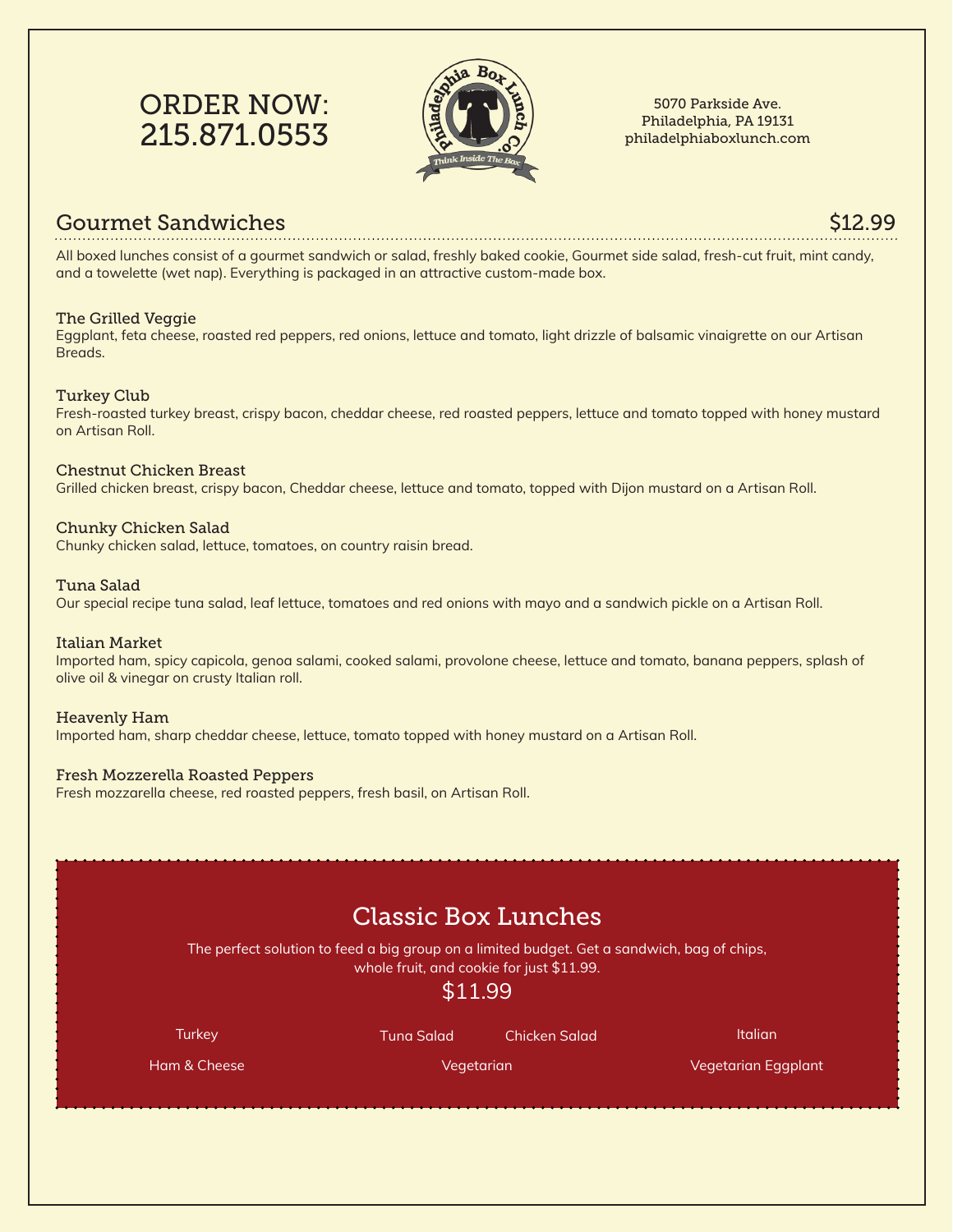ORDER NOW:
215.871.0553

Philadelphia Box Lunch Co.
Think Inside The Box

5070 Parkside Ave.
Philadelphia, PA 19131
philadelphiaboxlunch.com

## Gourmet Sandwiches $12.99

All boxed lunches consist of a gourmet sandwich or salad, freshly baked cookie, Gourmet side salad, fresh-cut fruit, mint candy, and a towelette (wet nap). Everything is packaged in an attractive custom-made box.

### The Grilled Veggie
Eggplant, feta cheese, roasted red peppers, red onions, lettuce and tomato, light drizzle of balsamic vinaigrette on our Artisan Breads.

### Turkey Club
Fresh-roasted turkey breast, crispy bacon, cheddar cheese, red roasted peppers, lettuce and tomato topped with honey mustard on Artisan Roll.

### Chestnut Chicken Breast
Grilled chicken breast, crispy bacon, Cheddar cheese, lettuce and tomato, topped with Dijon mustard on a Artisan Roll.

### Chunky Chicken Salad
Chunky chicken salad, lettuce, tomatoes, on country raisin bread.

### Tuna Salad
Our special recipe tuna salad, leaf lettuce, tomatoes and red onions with mayo and a sandwich pickle on a Artisan Roll.

### Italian Market
Imported ham, spicy capicola, genoa salami, cooked salami, provolone cheese, lettuce and tomato, banana peppers, splash of olive oil & vinegar on crusty Italian roll.

### Heavenly Ham
Imported ham, sharp cheddar cheese, lettuce, tomato topped with honey mustard on a Artisan Roll.

### Fresh Mozzerella Roasted Peppers
Fresh mozzarella cheese, red roasted peppers, fresh basil, on Artisan Roll.

## Classic Box Lunches

The perfect solution to feed a big group on a limited budget. Get a sandwich, bag of chips, whole fruit, and cookie for just $11.99.

$11.99

- Turkey
- Tuna Salad
- Chicken Salad
- Italian
- Ham & Cheese
- Vegetarian
- Vegetarian Eggplant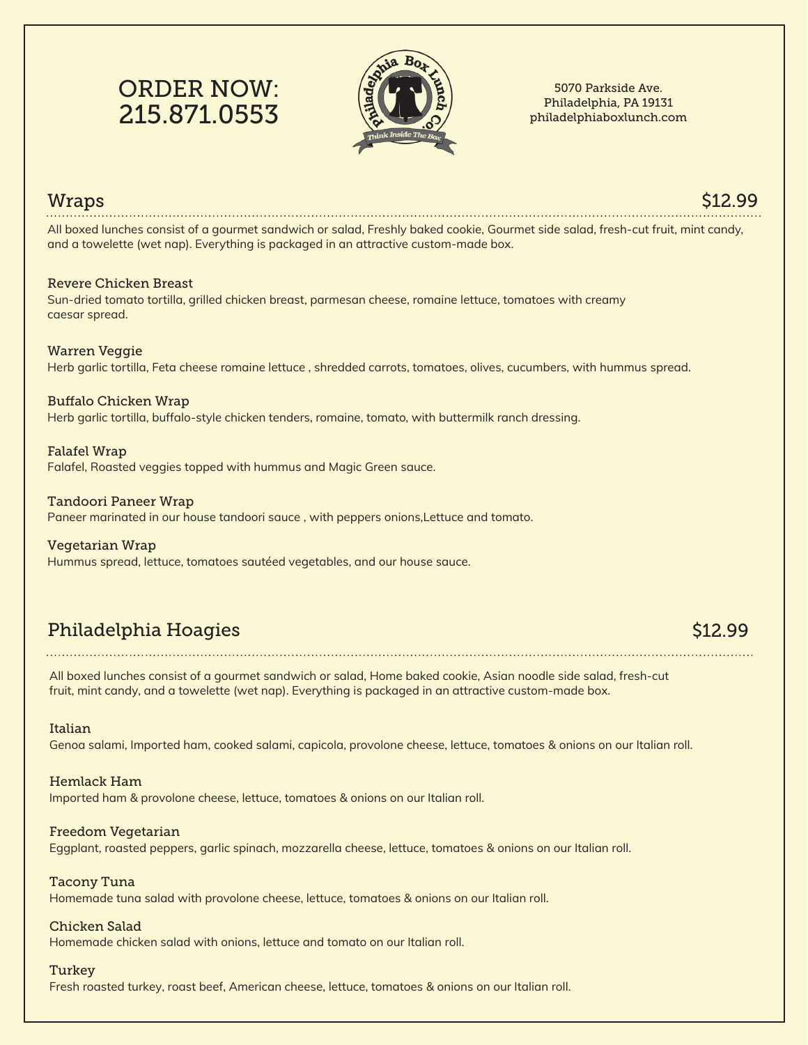ORDER NOW:
215.871.0553

Philadelphia Box Lunch Co.
Think Inside The Box

5070 Parkside Ave.
Philadelphia, PA 19131
philadelphiaboxlunch.com

## Wraps — $12.99

All boxed lunches consist of a gourmet sandwich or salad, Freshly baked cookie, Gourmet side salad, fresh-cut fruit, mint candy, and a towelette (wet nap). Everything is packaged in an attractive custom-made box.

### Revere Chicken Breast
Sun-dried tomato tortilla, grilled chicken breast, parmesan cheese, romaine lettuce, tomatoes with creamy caesar spread.

### Warren Veggie
Herb garlic tortilla, Feta cheese romaine lettuce , shredded carrots, tomatoes, olives, cucumbers, with hummus spread.

### Buffalo Chicken Wrap
Herb garlic tortilla, buffalo-style chicken tenders, romaine, tomato, with buttermilk ranch dressing.

### Falafel Wrap
Falafel, Roasted veggies topped with hummus and Magic Green sauce.

### Tandoori Paneer Wrap
Paneer marinated in our house tandoori sauce , with peppers onions,Lettuce and tomato.

### Vegetarian Wrap
Hummus spread, lettuce, tomatoes sautéed vegetables, and our house sauce.

## Philadelphia Hoagies — $12.99

All boxed lunches consist of a gourmet sandwich or salad, Home baked cookie, Asian noodle side salad, fresh-cut fruit, mint candy, and a towelette (wet nap). Everything is packaged in an attractive custom-made box.

### Italian
Genoa salami, Imported ham, cooked salami, capicola, provolone cheese, lettuce, tomatoes & onions on our Italian roll.

### Hemlack Ham
Imported ham & provolone cheese, lettuce, tomatoes & onions on our Italian roll.

### Freedom Vegetarian
Eggplant, roasted peppers, garlic spinach, mozzarella cheese, lettuce, tomatoes & onions on our Italian roll.

### Tacony Tuna
Homemade tuna salad with provolone cheese, lettuce, tomatoes & onions on our Italian roll.

### Chicken Salad
Homemade chicken salad with onions, lettuce and tomato on our Italian roll.

### Turkey
Fresh roasted turkey, roast beef, American cheese, lettuce, tomatoes & onions on our Italian roll.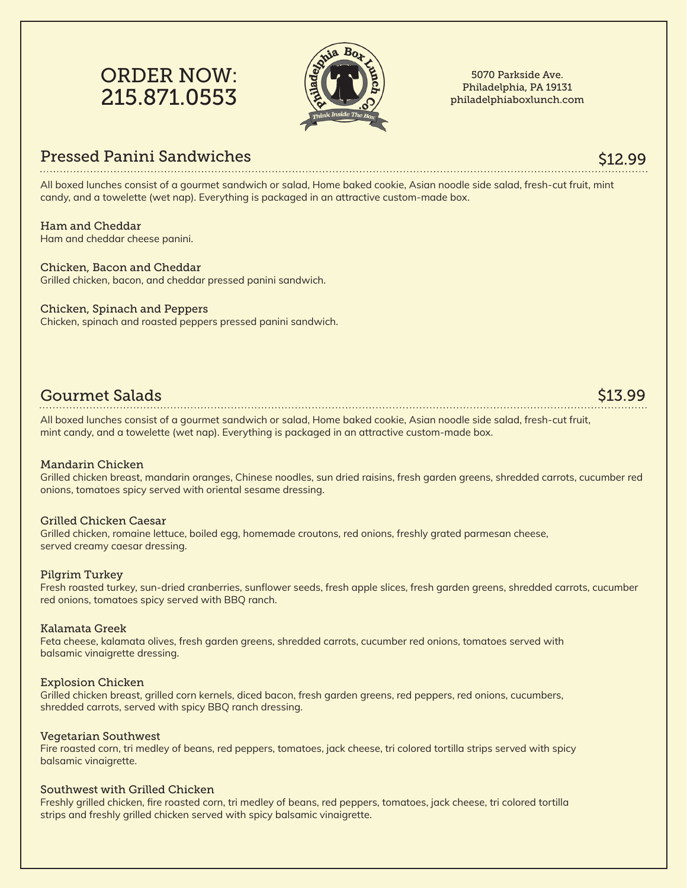ORDER NOW:
215.871.0553

Philadelphia Box Lunch Co.
Think Inside The Box

5070 Parkside Ave.
Philadelphia, PA 19131
philadelphiaboxlunch.com

## Pressed Panini Sandwiches $12.99

All boxed lunches consist of a gourmet sandwich or salad, Home baked cookie, Asian noodle side salad, fresh-cut fruit, mint candy, and a towelette (wet nap). Everything is packaged in an attractive custom-made box.

### Ham and Cheddar
Ham and cheddar cheese panini.

### Chicken, Bacon and Cheddar
Grilled chicken, bacon, and cheddar pressed panini sandwich.

### Chicken, Spinach and Peppers
Chicken, spinach and roasted peppers pressed panini sandwich.

## Gourmet Salads $13.99

All boxed lunches consist of a gourmet sandwich or salad, Home baked cookie, Asian noodle side salad, fresh-cut fruit, mint candy, and a towelette (wet nap). Everything is packaged in an attractive custom-made box.

### Mandarin Chicken
Grilled chicken breast, mandarin oranges, Chinese noodles, sun dried raisins, fresh garden greens, shredded carrots, cucumber red onions, tomatoes spicy served with oriental sesame dressing.

### Grilled Chicken Caesar
Grilled chicken, romaine lettuce, boiled egg, homemade croutons, red onions, freshly grated parmesan cheese, served creamy caesar dressing.

### Pilgrim Turkey
Fresh roasted turkey, sun-dried cranberries, sunflower seeds, fresh apple slices, fresh garden greens, shredded carrots, cucumber red onions, tomatoes spicy served with BBQ ranch.

### Kalamata Greek
Feta cheese, kalamata olives, fresh garden greens, shredded carrots, cucumber red onions, tomatoes served with balsamic vinaigrette dressing.

### Explosion Chicken
Grilled chicken breast, grilled corn kernels, diced bacon, fresh garden greens, red peppers, red onions, cucumbers, shredded carrots, served with spicy BBQ ranch dressing.

### Vegetarian Southwest
Fire roasted corn, tri medley of beans, red peppers, tomatoes, jack cheese, tri colored tortilla strips served with spicy balsamic vinaigrette.

### Southwest with Grilled Chicken
Freshly grilled chicken, fire roasted corn, tri medley of beans, red peppers, tomatoes, jack cheese, tri colored tortilla strips and freshly grilled chicken served with spicy balsamic vinaigrette.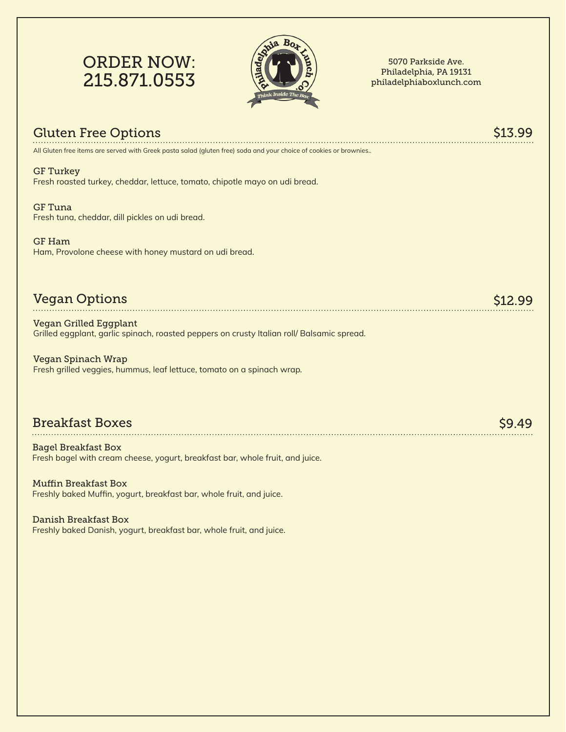ORDER NOW:
215.871.0553

5070 Parkside Ave.
Philadelphia, PA 19131
philadelphiaboxlunch.com

## Gluten Free Options — $13.99

All Gluten free items are served with Greek pasta salad (gluten free) soda and your choice of cookies or brownies..

**GF Turkey**
Fresh roasted turkey, cheddar, lettuce, tomato, chipotle mayo on udi bread.

**GF Tuna**
Fresh tuna, cheddar, dill pickles on udi bread.

**GF Ham**
Ham, Provolone cheese with honey mustard on udi bread.

## Vegan Options — $12.99

**Vegan Grilled Eggplant**
Grilled eggplant, garlic spinach, roasted peppers on crusty Italian roll/ Balsamic spread.

**Vegan Spinach Wrap**
Fresh grilled veggies, hummus, leaf lettuce, tomato on a spinach wrap.

## Breakfast Boxes — $9.49

**Bagel Breakfast Box**
Fresh bagel with cream cheese, yogurt, breakfast bar, whole fruit, and juice.

**Muffin Breakfast Box**
Freshly baked Muffin, yogurt, breakfast bar, whole fruit, and juice.

**Danish Breakfast Box**
Freshly baked Danish, yogurt, breakfast bar, whole fruit, and juice.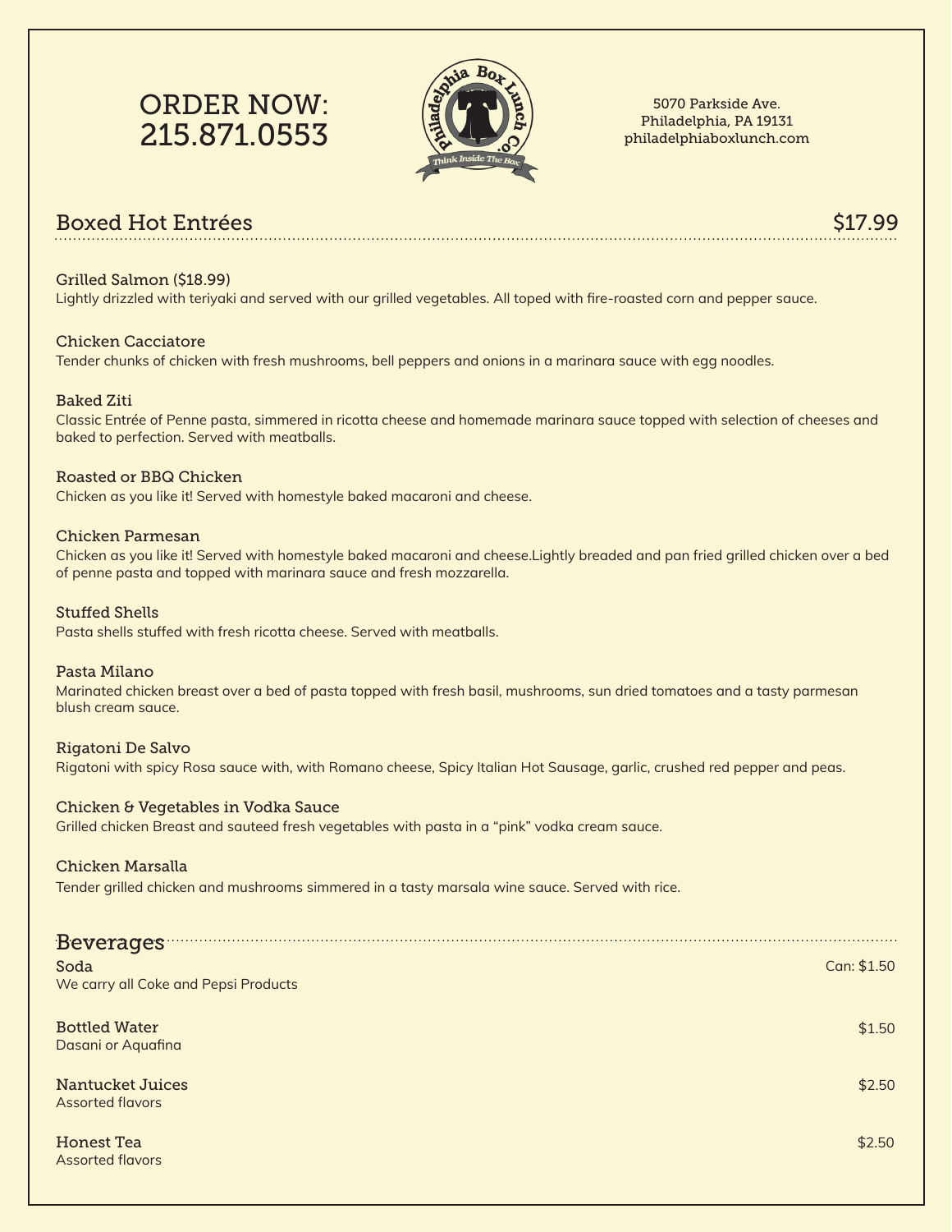ORDER NOW:
215.871.0553

5070 Parkside Ave.
Philadelphia, PA 19131
philadelphiaboxlunch.com

## Boxed Hot Entrées $17.99

### Grilled Salmon ($18.99)
Lightly drizzled with teriyaki and served with our grilled vegetables. All toped with fire-roasted corn and pepper sauce.

### Chicken Cacciatore
Tender chunks of chicken with fresh mushrooms, bell peppers and onions in a marinara sauce with egg noodles.

### Baked Ziti
Classic Entrée of Penne pasta, simmered in ricotta cheese and homemade marinara sauce topped with selection of cheeses and baked to perfection. Served with meatballs.

### Roasted or BBQ Chicken
Chicken as you like it! Served with homestyle baked macaroni and cheese.

### Chicken Parmesan
Chicken as you like it! Served with homestyle baked macaroni and cheese.Lightly breaded and pan fried grilled chicken over a bed of penne pasta and topped with marinara sauce and fresh mozzarella.

### Stuffed Shells
Pasta shells stuffed with fresh ricotta cheese. Served with meatballs.

### Pasta Milano
Marinated chicken breast over a bed of pasta topped with fresh basil, mushrooms, sun dried tomatoes and a tasty parmesan blush cream sauce.

### Rigatoni De Salvo
Rigatoni with spicy Rosa sauce with, with Romano cheese, Spicy Italian Hot Sausage, garlic, crushed red pepper and peas.

### Chicken & Vegetables in Vodka Sauce
Grilled chicken Breast and sauteed fresh vegetables with pasta in a “pink” vodka cream sauce.

### Chicken Marsalla
Tender grilled chicken and mushrooms simmered in a tasty marsala wine sauce. Served with rice.

## Beverages

### Soda — Can: $1.50
We carry all Coke and Pepsi Products

### Bottled Water — $1.50
Dasani or Aquafina

### Nantucket Juices — $2.50
Assorted flavors

### Honest Tea — $2.50
Assorted flavors